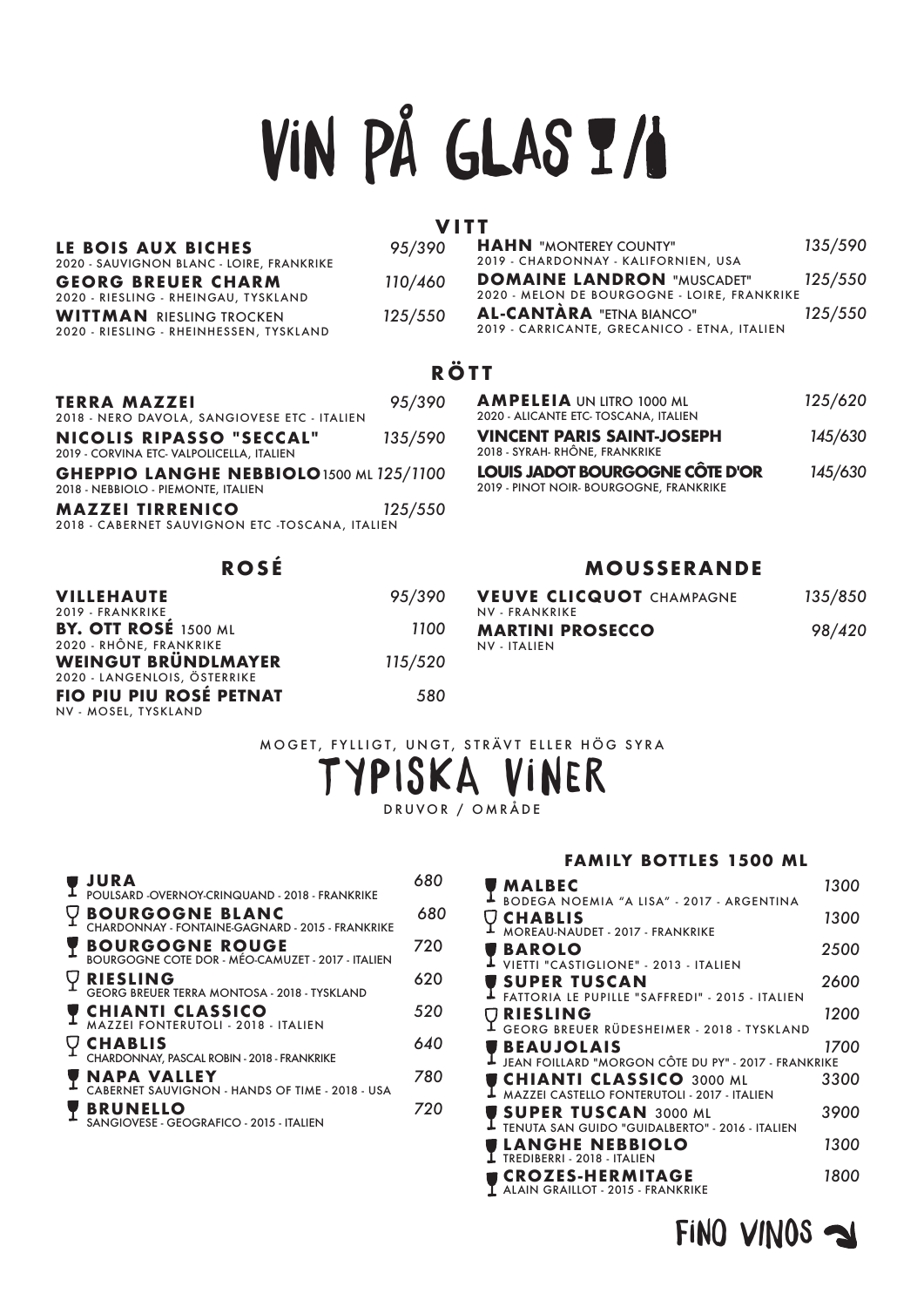# VIN PÅ GLAS 🍷/🍾

## VITT

**LE BOIS AUX BICHES** — 95/390
2020 - SAUVIGNON BLANC - LOIRE, FRANKRIKE

**GEORG BREUER CHARM** — 110/460
2020 - RIESLING - RHEINGAU, TYSKLAND

**WITTMAN** RIESLING TROCKEN — 125/550
2020 - RIESLING - RHEINHESSEN, TYSKLAND

**HAHN** "MONTEREY COUNTY" — 135/590
2019 - CHARDONNAY - KALIFORNIEN, USA

**DOMAINE LANDRON** "MUSCADET" — 125/550
2020 - MELON DE BOURGOGNE - LOIRE, FRANKRIKE

**AL-CANTÀRA** "ETNA BIANCO" — 125/550
2019 - CARRICANTE, GRECANICO - ETNA, ITALIEN

## RÖTT

**TERRA MAZZEI** — 95/390
2018 - NERO DAVOLA, SANGIOVESE ETC - ITALIEN

**NICOLIS RIPASSO "SECCAL"** — 135/590
2019 - CORVINA ETC- VALPOLICELLA, ITALIEN

**GHEPPIO LANGHE NEBBIOLO** 1500 ML — 125/1100
2018 - NEBBIOLO - PIEMONTE, ITALIEN

**MAZZEI TIRRENICO** — 125/550
2018 - CABERNET SAUVIGNON ETC -TOSCANA, ITALIEN

**AMPELEIA** UN LITRO 1000 ML — 125/620
2020 - ALICANTE ETC- TOSCANA, ITALIEN

**VINCENT PARIS SAINT-JOSEPH** — 145/630
2018 - SYRAH- RHÔNE, FRANKRIKE

**LOUIS JADOT BOURGOGNE CÔTE D'OR** — 145/630
2019 - PINOT NOIR- BOURGOGNE, FRANKRIKE

## ROSÉ

**VILLEHAUTE** — 95/390
2019 - FRANKRIKE

**BY. OTT ROSÉ** 1500 ML — 1100
2020 - RHÔNE, FRANKRIKE

**WEINGUT BRÜNDLMAYER** — 115/520
2020 - LANGENLOIS, ÖSTERRIKE

**FIO PIU PIU ROSÉ PETNAT** — 580
NV - MOSEL, TYSKLAND

## MOUSSERANDE

**VEUVE CLICQUOT** CHAMPAGNE — 135/850
NV - FRANKRIKE

**MARTINI PROSECCO** — 98/420
NV - ITALIEN

MOGET, FYLLIGT, UNGT, STRÄVT ELLER HÖG SYRA

# TYPISKA VINER

DRUVOR / OMRÅDE

**JURA** — 680
POULSARD -OVERNOY-CRINQUAND - 2018 - FRANKRIKE

**BOURGOGNE BLANC** — 680
CHARDONNAY - FONTAINE-GAGNARD - 2015 - FRANKRIKE

**BOURGOGNE ROUGE** — 720
BOURGOGNE COTE DOR - MÉO-CAMUZET - 2017 - ITALIEN

**RIESLING** — 620
GEORG BREUER TERRA MONTOSA - 2018 - TYSKLAND

**CHIANTI CLASSICO** — 520
MAZZEI FONTERUTOLI - 2018 - ITALIEN

**CHABLIS** — 640
CHARDONNAY, PASCAL ROBIN - 2018 - FRANKRIKE

**NAPA VALLEY** — 780
CABERNET SAUVIGNON - HANDS OF TIME - 2018 - USA

**BRUNELLO** — 720
SANGIOVESE - GEOGRAFICO - 2015 - ITALIEN

### FAMILY BOTTLES 1500 ML

**MALBEC** — 1300
BODEGA NOEMIA "A LISA" - 2017 - ARGENTINA

**CHABLIS** — 1300
MOREAU-NAUDET - 2017 - FRANKRIKE

**BAROLO** — 2500
VIETTI "CASTIGLIONE" - 2013 - ITALIEN

**SUPER TUSCAN** — 2600
FATTORIA LE PUPILLE "SAFFREDI" - 2015 - ITALIEN

**RIESLING** — 1200
GEORG BREUER RÜDESHEIMER - 2018 - TYSKLAND

**BEAUJOLAIS** — 1700
JEAN FOILLARD "MORGON CÔTE DU PY" - 2017 - FRANKRIKE

**CHIANTI CLASSICO** 3000 ML — 3300
MAZZEI CASTELLO FONTERUTOLI - 2017 - ITALIEN

**SUPER TUSCAN** 3000 ML — 3900
TENUTA SAN GUIDO "GUIDALBERTO" - 2016 - ITALIEN

**LANGHE NEBBIOLO** — 1300
TREDIBERRI - 2018 - ITALIEN

**CROZES-HERMITAGE** — 1800
ALAIN GRAILLOT - 2015 - FRANKRIKE

FINO VINOS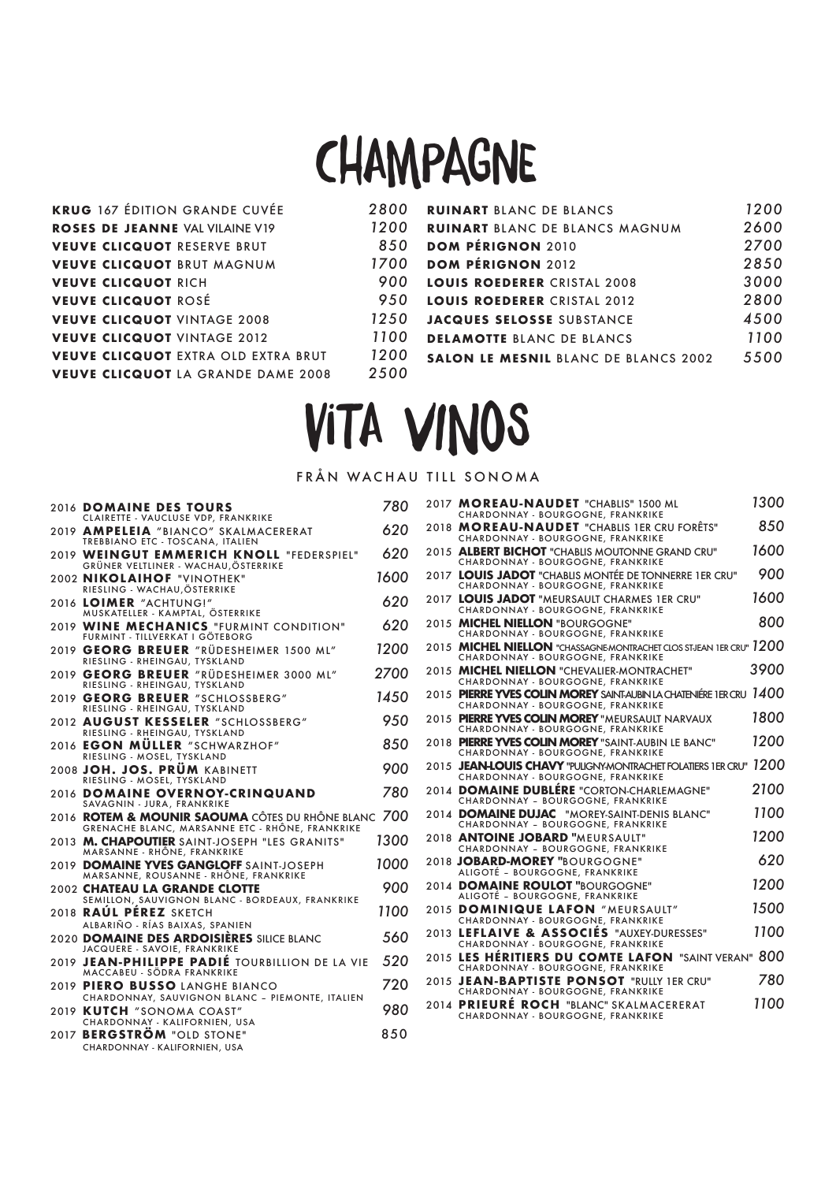# CHAMPAGNE

| Champagne | Pris |
|---|---|
| **KRUG** 167 ÉDITION GRANDE CUVÉE | 2800 |
| **ROSES DE JEANNE** VAL VILAINE V19 | 1200 |
| **VEUVE CLICQUOT** RESERVE BRUT | 850 |
| **VEUVE CLICQUOT** BRUT MAGNUM | 1700 |
| **VEUVE CLICQUOT** RICH | 900 |
| **VEUVE CLICQUOT** ROSÉ | 950 |
| **VEUVE CLICQUOT** VINTAGE 2008 | 1250 |
| **VEUVE CLICQUOT** VINTAGE 2012 | 1100 |
| **VEUVE CLICQUOT** EXTRA OLD EXTRA BRUT | 1200 |
| **VEUVE CLICQUOT** LA GRANDE DAME 2008 | 2500 |
| **RUINART** BLANC DE BLANCS | 1200 |
| **RUINART** BLANC DE BLANCS MAGNUM | 2600 |
| **DOM PÉRIGNON** 2010 | 2700 |
| **DOM PÉRIGNON** 2012 | 2850 |
| **LOUIS ROEDERER** CRISTAL 2008 | 3000 |
| **LOUIS ROEDERER** CRISTAL 2012 | 2800 |
| **JACQUES SELOSSE** SUBSTANCE | 4500 |
| **DELAMOTTE** BLANC DE BLANCS | 1100 |
| **SALON LE MESNIL** BLANC DE BLANCS 2002 | 5500 |

# VITA VINOS

FRÅN WACHAU TILL SONOMA

| År | Vin | Pris |
|---|---|---|
| 2016 | **DOMAINE DES TOURS**<br>CLAIRETTE - VAUCLUSE VDP, FRANKRIKE | 780 |
| 2019 | **AMPELEIA** "BIANCO" SKALMACERERAT<br>TREBBIANO ETC - TOSCANA, ITALIEN | 620 |
| 2019 | **WEINGUT EMMERICH KNOLL** "FEDERSPIEL"<br>GRÜNER VELTLINER - WACHAU, ÖSTERRIKE | 620 |
| 2002 | **NIKOLAIHOF** "VINOTHEK"<br>RIESLING - WACHAU, ÖSTERRIKE | 1600 |
| 2016 | **LOIMER** "ACHTUNG!"<br>MUSKATELLER - KAMPTAL, ÖSTERRIKE | 620 |
| 2019 | **WINE MECHANICS** "FURMINT CONDITION"<br>FURMINT - TILLVERKAT I GÖTEBORG | 620 |
| 2019 | **GEORG BREUER** "RÜDESHEIMER 1500 ML"<br>RIESLING - RHEINGAU, TYSKLAND | 1200 |
| 2019 | **GEORG BREUER** "RÜDESHEIMER 3000 ML"<br>RIESLING - RHEINGAU, TYSKLAND | 2700 |
| 2019 | **GEORG BREUER** "SCHLOSSBERG"<br>RIESLING - RHEINGAU, TYSKLAND | 1450 |
| 2012 | **AUGUST KESSELER** "SCHLOSSBERG"<br>RIESLING - RHEINGAU, TYSKLAND | 950 |
| 2016 | **EGON MÜLLER** "SCHWARZHOF"<br>RIESLING - MOSEL, TYSKLAND | 850 |
| 2008 | **JOH. JOS. PRÜM** KABINETT<br>RIESLING - MOSEL, TYSKLAND | 900 |
| 2016 | **DOMAINE OVERNOY-CRINQUAND**<br>SAVAGNIN - JURA, FRANKRIKE | 780 |
| 2016 | **ROTEM & MOUNIR SAOUMA** CÔTES DU RHÔNE BLANC<br>GRENACHE BLANC, MARSANNE ETC - RHÔNE, FRANKRIKE | 700 |
| 2013 | **M. CHAPOUTIER** SAINT-JOSEPH "LES GRANITS"<br>MARSANNE - RHÔNE, FRANKRIKE | 1300 |
| 2019 | **DOMAINE YVES GANGLOFF** SAINT-JOSEPH<br>MARSANNE, ROUSANNE - RHÔNE, FRANKRIKE | 1000 |
| 2002 | **CHATEAU LA GRANDE CLOTTE**<br>SEMILLON, SAUVIGNON BLANC - BORDEAUX, FRANKRIKE | 900 |
| 2018 | **RAÚL PÉREZ** SKETCH<br>ALBARIÑO - RÍAS BAIXAS, SPANIEN | 1100 |
| 2020 | **DOMAINE DES ARDOISIÈRES** SILICE BLANC<br>JACQUERE - SAVOIE, FRANKRIKE | 560 |
| 2019 | **JEAN-PHILIPPE PADIÉ** TOURBILLION DE LA VIE<br>MACCABEU - SÖDRA FRANKRIKE | 520 |
| 2019 | **PIERO BUSSO** LANGHE BIANCO<br>CHARDONNAY, SAUVIGNON BLANC – PIEMONTE, ITALIEN | 720 |
| 2019 | **KUTCH** "SONOMA COAST"<br>CHARDONNAY - KALIFORNIEN, USA | 980 |
| 2017 | **BERGSTRÖM** "OLD STONE"<br>CHARDONNAY - KALIFORNIEN, USA | 850 |
| 2017 | **MOREAU-NAUDET** "CHABLIS" 1500 ML<br>CHARDONNAY - BOURGOGNE, FRANKRIKE | 1300 |
| 2018 | **MOREAU-NAUDET** "CHABLIS 1ER CRU FORÊTS"<br>CHARDONNAY - BOURGOGNE, FRANKRIKE | 850 |
| 2015 | **ALBERT BICHOT** "CHABLIS MOUTONNE GRAND CRU"<br>CHARDONNAY - BOURGOGNE, FRANKRIKE | 1600 |
| 2017 | **LOUIS JADOT** "CHABLIS MONTÉE DE TONNERRE 1ER CRU"<br>CHARDONNAY - BOURGOGNE, FRANKRIKE | 900 |
| 2017 | **LOUIS JADOT** "MEURSAULT CHARMES 1ER CRU"<br>CHARDONNAY - BOURGOGNE, FRANKRIKE | 1600 |
| 2015 | **MICHEL NIELLON** "BOURGOGNE"<br>CHARDONNAY - BOURGOGNE, FRANKRIKE | 800 |
| 2015 | **MICHEL NIELLON** "CHASSAGNE-MONTRACHET CLOS ST-JEAN 1ER CRU"<br>CHARDONNAY - BOURGOGNE, FRANKRIKE | 1200 |
| 2015 | **MICHEL NIELLON** "CHEVALIER-MONTRACHET"<br>CHARDONNAY - BOURGOGNE, FRANKRIKE | 3900 |
| 2015 | **PIERRE YVES COLIN MOREY** SAINT-AUBIN LA CHATENIÉRE 1ER CRU<br>CHARDONNAY - BOURGOGNE, FRANKRIKE | 1400 |
| 2015 | **PIERRE YVES COLIN MOREY** "MEURSAULT NARVAUX<br>CHARDONNAY - BOURGOGNE, FRANKRIKE | 1800 |
| 2018 | **PIERRE YVES COLIN MOREY** "SAINT-AUBIN LE BANC"<br>CHARDONNAY - BOURGOGNE, FRANKRIKE | 1200 |
| 2015 | **JEAN-LOUIS CHAVY** "PULIGNY-MONTRACHET FOLATIERS 1ER CRU"<br>CHARDONNAY - BOURGOGNE, FRANKRIKE | 1200 |
| 2014 | **DOMAINE DUBLÉRE** "CORTON-CHARLEMAGNE"<br>CHARDONNAY – BOURGOGNE, FRANKRIKE | 2100 |
| 2014 | **DOMAINE DUJAC** "MOREY-SAINT-DENIS BLANC"<br>CHARDONNAY – BOURGOGNE, FRANKRIKE | 1100 |
| 2018 | **ANTOINE JOBARD** "MEURSAULT"<br>CHARDONNAY – BOURGOGNE, FRANKRIKE | 1200 |
| 2018 | **JOBARD-MOREY** "BOURGOGNE"<br>ALIGOTÉ – BOURGOGNE, FRANKRIKE | 620 |
| 2014 | **DOMAINE ROULOT** "BOURGOGNE"<br>ALIGOTÉ – BOURGOGNE, FRANKRIKE | 1200 |
| 2015 | **DOMINIQUE LAFON** "MEURSAULT"<br>CHARDONNAY - BOURGOGNE, FRANKRIKE | 1500 |
| 2013 | **LEFLAIVE & ASSOCIÉS** "AUXEY-DURESSES"<br>CHARDONNAY - BOURGOGNE, FRANKRIKE | 1100 |
| 2015 | **LES HÉRITIERS DU COMTE LAFON** "SAINT VERAN"<br>CHARDONNAY - BOURGOGNE, FRANKRIKE | 800 |
| 2015 | **JEAN-BAPTISTE PONSOT** "RULLY 1ER CRU"<br>CHARDONNAY - BOURGOGNE, FRANKRIKE | 780 |
| 2014 | **PRIEURÉ ROCH** "BLANC" SKALMACERERAT<br>CHARDONNAY - BOURGOGNE, FRANKRIKE | 1100 |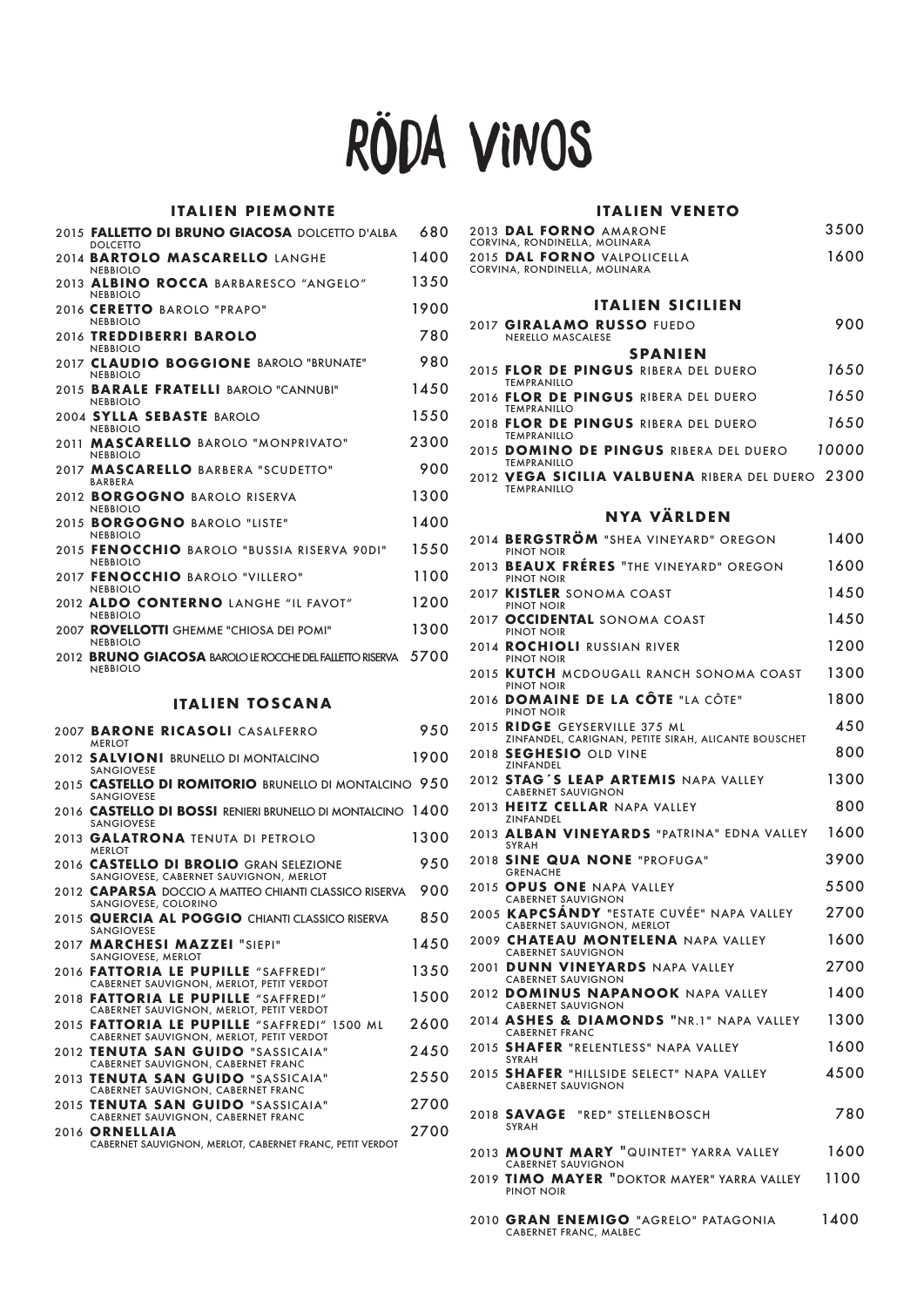# RÖDA VINOS

## ITALIEN PIEMONTE

2015 **FALLETTO DI BRUNO GIACOSA** DOLCETTO D'ALBA — 680
DOLCETTO

2014 **BARTOLO MASCARELLO** LANGHE — 1400
NEBBIOLO

2013 **ALBINO ROCCA** BARBARESCO "ANGELO" — 1350
NEBBIOLO

2016 **CERETTO** BAROLO "PRAPO" — 1900
NEBBIOLO

2016 **TREDDIBERRI BAROLO** — 780
NEBBIOLO

2017 **CLAUDIO BOGGIONE** BAROLO "BRUNATE" — 980
NEBBIOLO

2015 **BARALE FRATELLI** BAROLO "CANNUBI" — 1450
NEBBIOLO

2004 **SYLLA SEBASTE** BAROLO — 1550
NEBBIOLO

2011 **MASCARELLO** BAROLO "MONPRIVATO" — 2300
NEBBIOLO

2017 **MASCARELLO** BARBERA "SCUDETTO" — 900
BARBERA

2012 **BORGOGNO** BAROLO RISERVA — 1300
NEBBIOLO

2015 **BORGOGNO** BAROLO "LISTE" — 1400
NEBBIOLO

2015 **FENOCCHIO** BAROLO "BUSSIA RISERVA 90DI" — 1550
NEBBIOLO

2017 **FENOCCHIO** BAROLO "VILLERO" — 1100
NEBBIOLO

2012 **ALDO CONTERNO** LANGHE "IL FAVOT" — 1200
NEBBIOLO

2007 **ROVELLOTTI** GHEMME "CHIOSA DEI POMI" — 1300
NEBBIOLO

2012 **BRUNO GIACOSA** BAROLO LE ROCCHE DEL FALLETTO RISERVA — 5700
NEBBIOLO

## ITALIEN TOSCANA

2007 **BARONE RICASOLI** CASALFERRO — 950
MERLOT

2012 **SALVIONI** BRUNELLO DI MONTALCINO — 1900
SANGIOVESE

2015 **CASTELLO DI ROMITORIO** BRUNELLO DI MONTALCINO — 950
SANGIOVESE

2016 **CASTELLO DI BOSSI** RENIERI BRUNELLO DI MONTALCINO — 1400
SANGIOVESE

2013 **GALATRONA** TENUTA DI PETROLO — 1300
MERLOT

2016 **CASTELLO DI BROLIO** GRAN SELEZIONE — 950
SANGIOVESE, CABERNET SAUVIGNON, MERLOT

2012 **CAPARSA** DOCCIO A MATTEO CHIANTI CLASSICO RISERVA — 900
SANGIOVESE, COLORINO

2015 **QUERCIA AL POGGIO** CHIANTI CLASSICO RISERVA — 850
SANGIOVESE

2017 **MARCHESI MAZZEI** "SIEPI" — 1450
SANGIOVESE, MERLOT

2016 **FATTORIA LE PUPILLE** "SAFFREDI" — 1350
CABERNET SAUVIGNON, MERLOT, PETIT VERDOT

2018 **FATTORIA LE PUPILLE** "SAFFREDI" — 1500
CABERNET SAUVIGNON, MERLOT, PETIT VERDOT

2015 **FATTORIA LE PUPILLE** "SAFFREDI" 1500 ML — 2600
CABERNET SAUVIGNON, MERLOT, PETIT VERDOT

2012 **TENUTA SAN GUIDO** "SASSICAIA" — 2450
CABERNET SAUVIGNON, CABERNET FRANC

2013 **TENUTA SAN GUIDO** "SASSICAIA" — 2550
CABERNET SAUVIGNON, CABERNET FRANC

2015 **TENUTA SAN GUIDO** "SASSICAIA" — 2700
CABERNET SAUVIGNON, CABERNET FRANC

2016 **ORNELLAIA** — 2700
CABERNET SAUVIGNON, MERLOT, CABERNET FRANC, PETIT VERDOT

## ITALIEN VENETO

2013 **DAL FORNO** AMARONE — 3500
CORVINA, RONDINELLA, MOLINARA

2015 **DAL FORNO** VALPOLICELLA — 1600
CORVINA, RONDINELLA, MOLINARA

## ITALIEN SICILIEN

2017 **GIRALAMO RUSSO** FUEDO — 900
NERELLO MASCALESE

## SPANIEN

2015 **FLOR DE PINGUS** RIBERA DEL DUERO — *1650*
TEMPRANILLO

2016 **FLOR DE PINGUS** RIBERA DEL DUERO — *1650*
TEMPRANILLO

2018 **FLOR DE PINGUS** RIBERA DEL DUERO — *1650*
TEMPRANILLO

2015 **DOMINO DE PINGUS** RIBERA DEL DUERO — *10000*
TEMPRANILLO

2012 **VEGA SICILIA VALBUENA** RIBERA DEL DUERO — *2300*
TEMPRANILLO

## NYA VÄRLDEN

2014 **BERGSTRÖM** "SHEA VINEYARD" OREGON — 1400
PINOT NOIR

2013 **BEAUX FRÉRES** "THE VINEYARD" OREGON — 1600
PINOT NOIR

2017 **KISTLER** SONOMA COAST — 1450
PINOT NOIR

2017 **OCCIDENTAL** SONOMA COAST — 1450
PINOT NOIR

2014 **ROCHIOLI** RUSSIAN RIVER — 1200
PINOT NOIR

2015 **KUTCH** MCDOUGALL RANCH SONOMA COAST — 1300
PINOT NOIR

2016 **DOMAINE DE LA CÔTE** "LA CÔTE" — 1800
PINOT NOIR

2015 **RIDGE** GEYSERVILLE 375 ML — 450
ZINFANDEL, CARIGNAN, PETITE SIRAH, ALICANTE BOUSCHET

2018 **SEGHESIO** OLD VINE — 800
ZINFANDEL

2012 **STAG´S LEAP ARTEMIS** NAPA VALLEY — 1300
CABERNET SAUVIGNON

2013 **HEITZ CELLAR** NAPA VALLEY — 800
ZINFANDEL

2013 **ALBAN VINEYARDS** "PATRINA" EDNA VALLEY — 1600
SYRAH

2018 **SINE QUA NONE** "PROFUGA" — 3900
GRENACHE

2015 **OPUS ONE** NAPA VALLEY — 5500
CABERNET SAUVIGNON

2005 **KAPCSÁNDY** "ESTATE CUVÉE" NAPA VALLEY — 2700
CABERNET SAUVIGNON, MERLOT

2009 **CHATEAU MONTELENA** NAPA VALLEY — 1600
CABERNET SAUVIGNON

2001 **DUNN VINEYARDS** NAPA VALLEY — 2700
CABERNET SAUVIGNON

2012 **DOMINUS NAPANOOK** NAPA VALLEY — 1400
CABERNET SAUVIGNON

2014 **ASHES & DIAMONDS** "NR.1" NAPA VALLEY — 1300
CABERNET FRANC

2015 **SHAFER** "RELENTLESS" NAPA VALLEY — 1600
SYRAH

2015 **SHAFER** "HILLSIDE SELECT" NAPA VALLEY — 4500
CABERNET SAUVIGNON

2018 **SAVAGE** "RED" STELLENBOSCH — 780
SYRAH

2013 **MOUNT MARY** "QUINTET" YARRA VALLEY — 1600
CABERNET SAUVIGNON

2019 **TIMO MAYER** "DOKTOR MAYER" YARRA VALLEY — 1100
PINOT NOIR

2010 **GRAN ENEMIGO** "AGRELO" PATAGONIA — 1400
CABERNET FRANC, MALBEC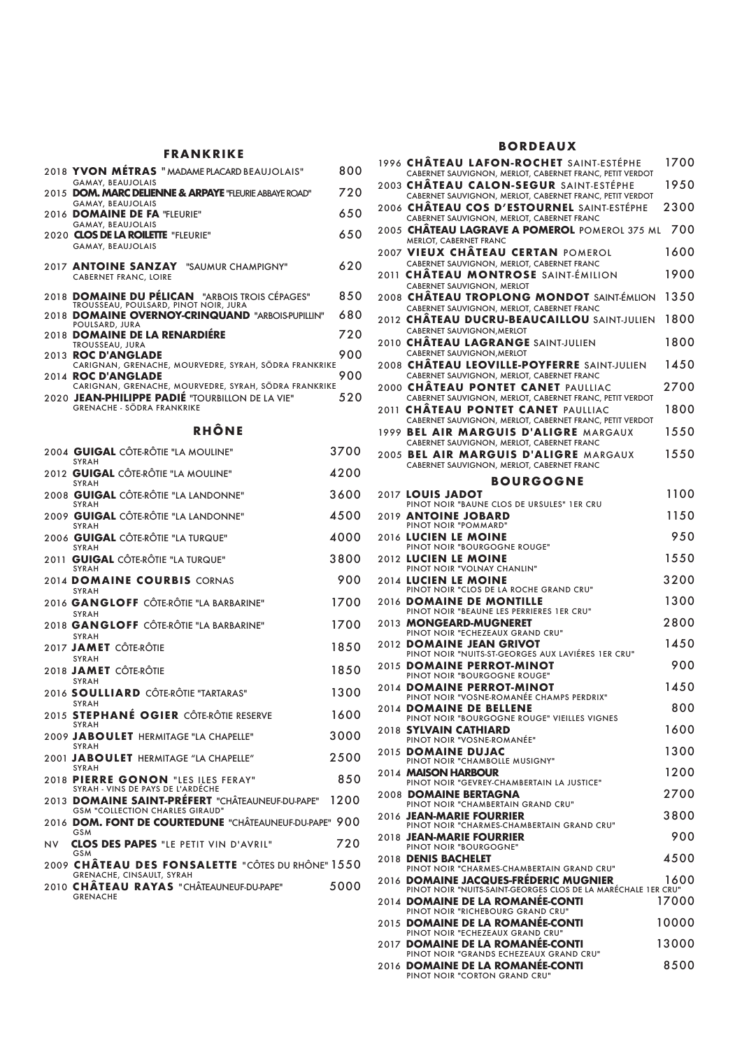## FRANKRIKE

2018 **YVON MÉTRAS** "MADAME PLACARD BEAUJOLAIS" — 800
GAMAY, BEAUJOLAIS

2015 **DOM. MARC DELIENNE & ARPAYE** "FLEURIE ABBAYE ROAD" — 720
GAMAY, BEAUJOLAIS

2016 **DOMAINE DE FA** "FLEURIE" — 650
GAMAY, BEAUJOLAIS

2020 **CLOS DE LA ROILETTE** "FLEURIE" — 650
GAMAY, BEAUJOLAIS

2017 **ANTOINE SANZAY** "SAUMUR CHAMPIGNY" — 620
CABERNET FRANC, LOIRE

2018 **DOMAINE DU PÉLICAN** "ARBOIS TROIS CÉPAGES" — 850
TROUSSEAU, POULSARD, PINOT NOIR, JURA

2018 **DOMAINE OVERNOY-CRINQUAND** "ARBOIS-PUPILLIN" — 680
POULSARD, JURA

2018 **DOMAINE DE LA RENARDIÉRE** — 720
TROUSSEAU, JURA

2013 **ROC D'ANGLADE** — 900
CARIGNAN, GRENACHE, MOURVEDRE, SYRAH, SÖDRA FRANKRIKE

2014 **ROC D'ANGLADE** — 900
CARIGNAN, GRENACHE, MOURVEDRE, SYRAH, SÖDRA FRANKRIKE

2020 **JEAN-PHILIPPE PADIÉ** "TOURBILLON DE LA VIE" — 520
GRENACHE - SÖDRA FRANKRIKE

## RHÔNE

2004 **GUIGAL** CÔTE-RÔTIE "LA MOULINE" — 3700
SYRAH

2012 **GUIGAL** CÔTE-RÔTIE "LA MOULINE" — 4200
SYRAH

2008 **GUIGAL** CÔTE-RÔTIE "LA LANDONNE" — 3600
SYRAH

2009 **GUIGAL** CÔTE-RÔTIE "LA LANDONNE" — 4500
SYRAH

2006 **GUIGAL** CÔTE-RÔTIE "LA TURQUE" — 4000
SYRAH

2011 **GUIGAL** CÔTE-RÔTIE "LA TURQUE" — 3800
SYRAH

2014 **DOMAINE COURBIS** CORNAS — 900
SYRAH

2016 **GANGLOFF** CÔTE-RÔTIE "LA BARBARINE" — 1700
SYRAH

2018 **GANGLOFF** CÔTE-RÔTIE "LA BARBARINE" — 1700
SYRAH

2017 **JAMET** CÔTE-RÔTIE — 1850
SYRAH

2018 **JAMET** CÔTE-RÔTIE — 1850
SYRAH

2016 **SOULLIARD** CÔTE-RÔTIE "TARTARAS" — 1300
SYRAH

2015 **STEPHANÉ OGIER** CÔTE-RÔTIE RESERVE — 1600
SYRAH

2009 **JABOULET** HERMITAGE "LA CHAPELLE" — 3000
SYRAH

2001 **JABOULET** HERMITAGE "LA CHAPELLE" — 2500
SYRAH

2018 **PIERRE GONON** "LES ILES FERAY" — 850
SYRAH - VINS DE PAYS DE L'ARDÈCHE

2013 **DOMAINE SAINT-PRÉFERT** "CHÂTEAUNEUF-DU-PAPE" — 1200
GSM "COLLECTION CHARLES GIRAUD"

2016 **DOM. FONT DE COURTEDUNE** "CHÂTEAUNEUF-DU-PAPE" — 900
GSM

NV **CLOS DES PAPES** "LE PETIT VIN D'AVRIL" — 720
GSM

2009 **CHÂTEAU DES FONSALETTE** "CÔTES DU RHÔNE" — 1550
GRENACHE, CINSAULT, SYRAH

2010 **CHÂTEAU RAYAS** "CHÂTEAUNEUF-DU-PAPE" — 5000
GRENACHE

## BORDEAUX

1996 **CHÂTEAU LAFON-ROCHET** SAINT-ESTÉPHE — 1700
CABERNET SAUVIGNON, MERLOT, CABERNET FRANC, PETIT VERDOT

2003 **CHÂTEAU CALON-SEGUR** SAINT-ESTÉPHE — 1950
CABERNET SAUVIGNON, MERLOT, CABERNET FRANC, PETIT VERDOT

2006 **CHÂTEAU COS D'ESTOURNEL** SAINT-ESTÉPHE — 2300
CABERNET SAUVIGNON, MERLOT, CABERNET FRANC

2005 **CHÂTEAU LAGRAVE A POMEROL** POMEROL 375 ML — 700
MERLOT, CABERNET FRANC

2007 **VIEUX CHÂTEAU CERTAN** POMEROL — 1600
CABERNET SAUVIGNON, MERLOT, CABERNET FRANC

2011 **CHÂTEAU MONTROSE** SAINT-ÉMILION — 1900
CABERNET SAUVIGNON, MERLOT

2008 **CHÂTEAU TROPLONG MONDOT** SAINT-ÉMLION — 1350
CABERNET SAUVIGNON, MERLOT, CABERNET FRANC

2012 **CHÂTEAU DUCRU-BEAUCAILLOU** SAINT-JULIEN — 1800
CABERNET SAUVIGNON,MERLOT

2010 **CHÂTEAU LAGRANGE** SAINT-JULIEN — 1800
CABERNET SAUVIGNON,MERLOT

2008 **CHÂTEAU LEOVILLE-POYFERRE** SAINT-JULIEN — 1450
CABERNET SAUVIGNON, MERLOT, CABERNET FRANC

2000 **CHÂTEAU PONTET CANET** PAULLIAC — 2700
CABERNET SAUVIGNON, MERLOT, CABERNET FRANC, PETIT VERDOT

2011 **CHÂTEAU PONTET CANET** PAULLIAC — 1800
CABERNET SAUVIGNON, MERLOT, CABERNET FRANC, PETIT VERDOT

1999 **BEL AIR MARGUIS D'ALIGRE** MARGAUX — 1550
CABERNET SAUVIGNON, MERLOT, CABERNET FRANC

2005 **BEL AIR MARGUIS D'ALIGRE** MARGAUX — 1550
CABERNET SAUVIGNON, MERLOT, CABERNET FRANC

## BOURGOGNE

2017 **LOUIS JADOT** — 1100
PINOT NOIR "BAUNE CLOS DE URSULES" 1ER CRU

2019 **ANTOINE JOBARD** — 1150
PINOT NOIR "POMMARD"

2016 **LUCIEN LE MOINE** — 950
PINOT NOIR "BOURGOGNE ROUGE"

2012 **LUCIEN LE MOINE** — 1550
PINOT NOIR "VOLNAY CHANLIN"

2014 **LUCIEN LE MOINE** — 3200
PINOT NOIR "CLOS DE LA ROCHE GRAND CRU"

2016 **DOMAINE DE MONTILLE** — 1300
PINOT NOIR "BEAUNE LES PERRIERES 1ER CRU"

2013 **MONGEARD-MUGNERET** — 2800
PINOT NOIR "ECHEZEAUX GRAND CRU"

2012 **DOMAINE JEAN GRIVOT** — 1450
PINOT NOIR "NUITS-ST-GEORGES AUX LAVIÉRES 1ER CRU"

2015 **DOMAINE PERROT-MINOT** — 900
PINOT NOIR "BOURGOGNE ROUGE"

2014 **DOMAINE PERROT-MINOT** — 1450
PINOT NOIR "VOSNE-ROMANÉE CHAMPS PERDRIX"

2014 **DOMAINE DE BELLENE** — 800
PINOT NOIR "BOURGOGNE ROUGE" VIEILLES VIGNES

2018 **SYLVAIN CATHIARD** — 1600
PINOT NOIR "VOSNE-ROMANÉE"

2015 **DOMAINE DUJAC** — 1300
PINOT NOIR "CHAMBOLLE MUSIGNY"

2014 **MAISON HARBOUR** — 1200
PINOT NOIR "GEVREY-CHAMBERTAIN LA JUSTICE"

2008 **DOMAINE BERTAGNA** — 2700
PINOT NOIR "CHAMBERTAIN GRAND CRU"

2016 **JEAN-MARIE FOURRIER** — 3800
PINOT NOIR "CHARMES-CHAMBERTAIN GRAND CRU"

2018 **JEAN-MARIE FOURRIER** — 900
PINOT NOIR "BOURGOGNE"

2018 **DENIS BACHELET** — 4500
PINOT NOIR "CHARMES-CHAMBERTAIN GRAND CRU"

2016 **DOMAINE JACQUES-FRÉDERIC MUGNIER** — 1600
PINOT NOIR "NUITS-SAINT-GEORGES CLOS DE LA MARÉCHALE 1ER CRU"

2014 **DOMAINE DE LA ROMANÉE-CONTI** — 17000
PINOT NOIR "RICHEBOURG GRAND CRU"

2015 **DOMAINE DE LA ROMANÉE-CONTI** — 10000
PINOT NOIR "ECHEZEAUX GRAND CRU"

2017 **DOMAINE DE LA ROMANÉE-CONTI** — 13000
PINOT NOIR "GRANDS ECHEZEAUX GRAND CRU"

2016 **DOMAINE DE LA ROMANÉE-CONTI** — 8500
PINOT NOIR "CORTON GRAND CRU"